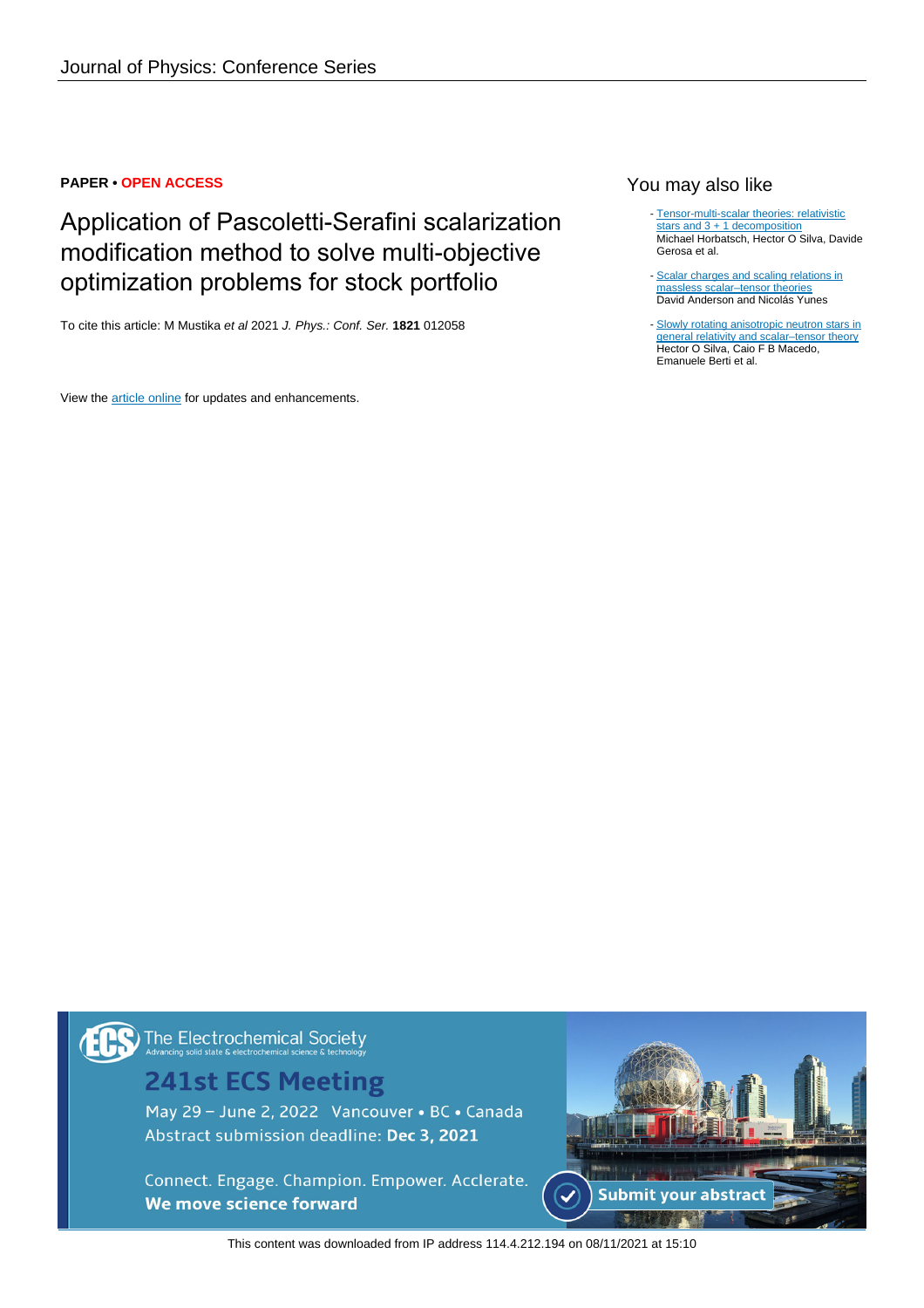Journal of Physics: Conference Series

**PAPER • OPEN ACCESS**

# Application of Pascoletti-Serafini scalarization modification method to solve multi-objective optimization problems for stock portfolio

To cite this article: M Mustika *et al* 2021 *J. Phys.: Conf. Ser.* **1821** 012058

View the article online for updates and enhancements.

## You may also like

- Tensor-multi-scalar theories: relativistic stars and 3 + 1 decomposition
  Michael Horbatsch, Hector O Silva, Davide Gerosa et al.

- Scalar charges and scaling relations in massless scalar–tensor theories
  David Anderson and Nicolás Yunes

- Slowly rotating anisotropic neutron stars in general relativity and scalar–tensor theory
  Hector O Silva, Caio F B Macedo, Emanuele Berti et al.

The Electrochemical Society
Advancing solid state & electrochemical science & technology

241st ECS Meeting

May 29 – June 2, 2022 Vancouver • BC • Canada
Abstract submission deadline: **Dec 3, 2021**

Connect. Engage. Champion. Empower. Acclerate.
**We move science forward**

Submit your abstract

This content was downloaded from IP address 114.4.212.194 on 08/11/2021 at 15:10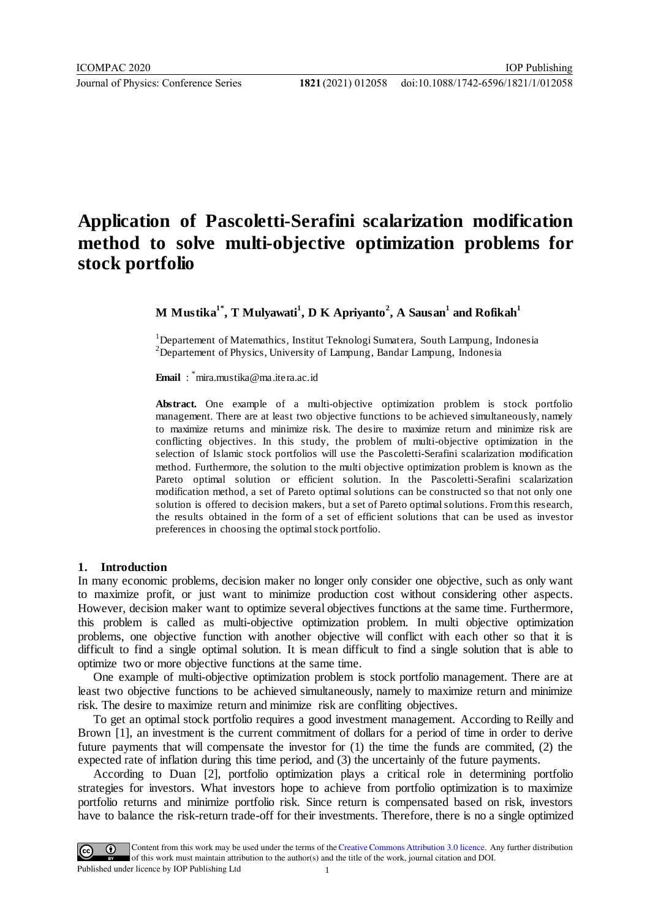# Application of Pascoletti-Serafini scalarization modification method to solve multi-objective optimization problems for stock portfolio

**M Mustika[1*], T Mulyawati[1], D K Apriyanto[2], A Sausan[1] and Rofikah[1]**

[1]Departement of Matemathics, Institut Teknologi Sumatera, South Lampung, Indonesia
[2]Departement of Physics, University of Lampung, Bandar Lampung, Indonesia

**Email** : [*]mira.mustika@ma.itera.ac.id

**Abstract.** One example of a multi-objective optimization problem is stock portfolio management. There are at least two objective functions to be achieved simultaneously, namely to maximize returns and minimize risk. The desire to maximize return and minimize risk are conflicting objectives. In this study, the problem of multi-objective optimization in the selection of Islamic stock portfolios will use the Pascoletti-Serafini scalarization modification method. Furthermore, the solution to the multi objective optimization problem is known as the Pareto optimal solution or efficient solution. In the Pascoletti-Serafini scalarization modification method, a set of Pareto optimal solutions can be constructed so that not only one solution is offered to decision makers, but a set of Pareto optimal solutions. From this research, the results obtained in the form of a set of efficient solutions that can be used as investor preferences in choosing the optimal stock portfolio.

## 1. Introduction

In many economic problems, decision maker no longer only consider one objective, such as only want to maximize profit, or just want to minimize production cost without considering other aspects. However, decision maker want to optimize several objectives functions at the same time. Furthermore, this problem is called as multi-objective optimization problem. In multi objective optimization problems, one objective function with another objective will conflict with each other so that it is difficult to find a single optimal solution. It is mean difficult to find a single solution that is able to optimize two or more objective functions at the same time.

One example of multi-objective optimization problem is stock portfolio management. There are at least two objective functions to be achieved simultaneously, namely to maximize return and minimize risk. The desire to maximize return and minimize risk are confliting objectives.

To get an optimal stock portfolio requires a good investment management. According to Reilly and Brown [1], an investment is the current commitment of dollars for a period of time in order to derive future payments that will compensate the investor for (1) the time the funds are commited, (2) the expected rate of inflation during this time period, and (3) the uncertainly of the future payments.

According to Duan [2], portfolio optimization plays a critical role in determining portfolio strategies for investors. What investors hope to achieve from portfolio optimization is to maximize portfolio returns and minimize portfolio risk. Since return is compensated based on risk, investors have to balance the risk-return trade-off for their investments. Therefore, there is no a single optimized

Content from this work may be used under the terms of the Creative Commons Attribution 3.0 licence. Any further distribution of this work must maintain attribution to the author(s) and the title of the work, journal citation and DOI.
Published under licence by IOP Publishing Ltd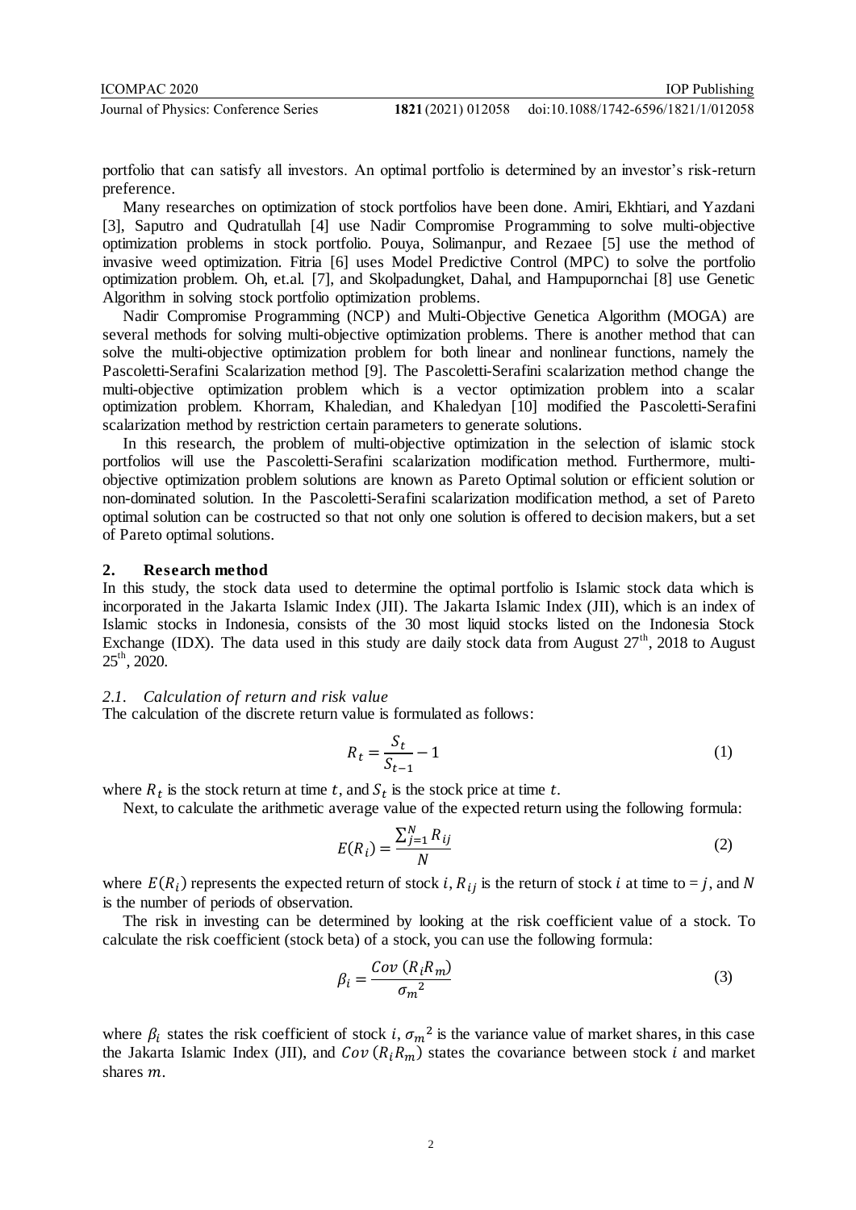portfolio that can satisfy all investors. An optimal portfolio is determined by an investor's risk-return preference.

Many researches on optimization of stock portfolios have been done. Amiri, Ekhtiari, and Yazdani [3], Saputro and Qudratullah [4] use Nadir Compromise Programming to solve multi-objective optimization problems in stock portfolio. Pouya, Solimanpur, and Rezaee [5] use the method of invasive weed optimization. Fitria [6] uses Model Predictive Control (MPC) to solve the portfolio optimization problem. Oh, et.al. [7], and Skolpadungket, Dahal, and Hampupornchai [8] use Genetic Algorithm in solving stock portfolio optimization problems.

Nadir Compromise Programming (NCP) and Multi-Objective Genetica Algorithm (MOGA) are several methods for solving multi-objective optimization problems. There is another method that can solve the multi-objective optimization problem for both linear and nonlinear functions, namely the Pascoletti-Serafini Scalarization method [9]. The Pascoletti-Serafini scalarization method change the multi-objective optimization problem which is a vector optimization problem into a scalar optimization problem. Khorram, Khaledian, and Khaledyan [10] modified the Pascoletti-Serafini scalarization method by restriction certain parameters to generate solutions.

In this research, the problem of multi-objective optimization in the selection of islamic stock portfolios will use the Pascoletti-Serafini scalarization modification method. Furthermore, multi-objective optimization problem solutions are known as Pareto Optimal solution or efficient solution or non-dominated solution. In the Pascoletti-Serafini scalarization modification method, a set of Pareto optimal solution can be costructed so that not only one solution is offered to decision makers, but a set of Pareto optimal solutions.

## 2. Research method

In this study, the stock data used to determine the optimal portfolio is Islamic stock data which is incorporated in the Jakarta Islamic Index (JII). The Jakarta Islamic Index (JII), which is an index of Islamic stocks in Indonesia, consists of the 30 most liquid stocks listed on the Indonesia Stock Exchange (IDX). The data used in this study are daily stock data from August 27[th], 2018 to August 25[th], 2020.

### *2.1. Calculation of return and risk value*

The calculation of the discrete return value is formulated as follows:

$$R_t = \frac{S_t}{S_{t-1}} - 1 \tag{1}$$

where $R_t$ is the stock return at time $t$, and $S_t$ is the stock price at time $t$.

Next, to calculate the arithmetic average value of the expected return using the following formula:

$$E(R_i) = \frac{\sum_{j=1}^{N} R_{ij}}{N} \tag{2}$$

where $E(R_i)$ represents the expected return of stock $i$, $R_{ij}$ is the return of stock $i$ at time to $= j$, and $N$ is the number of periods of observation.

The risk in investing can be determined by looking at the risk coefficient value of a stock. To calculate the risk coefficient (stock beta) of a stock, you can use the following formula:

$$\beta_i = \frac{Cov\,(R_i R_m)}{\sigma_m{}^2} \tag{3}$$

where $\beta_i$ states the risk coefficient of stock $i$, $\sigma_m{}^2$ is the variance value of market shares, in this case the Jakarta Islamic Index (JII), and $Cov\,(R_i R_m)$ states the covariance between stock $i$ and market shares $m$.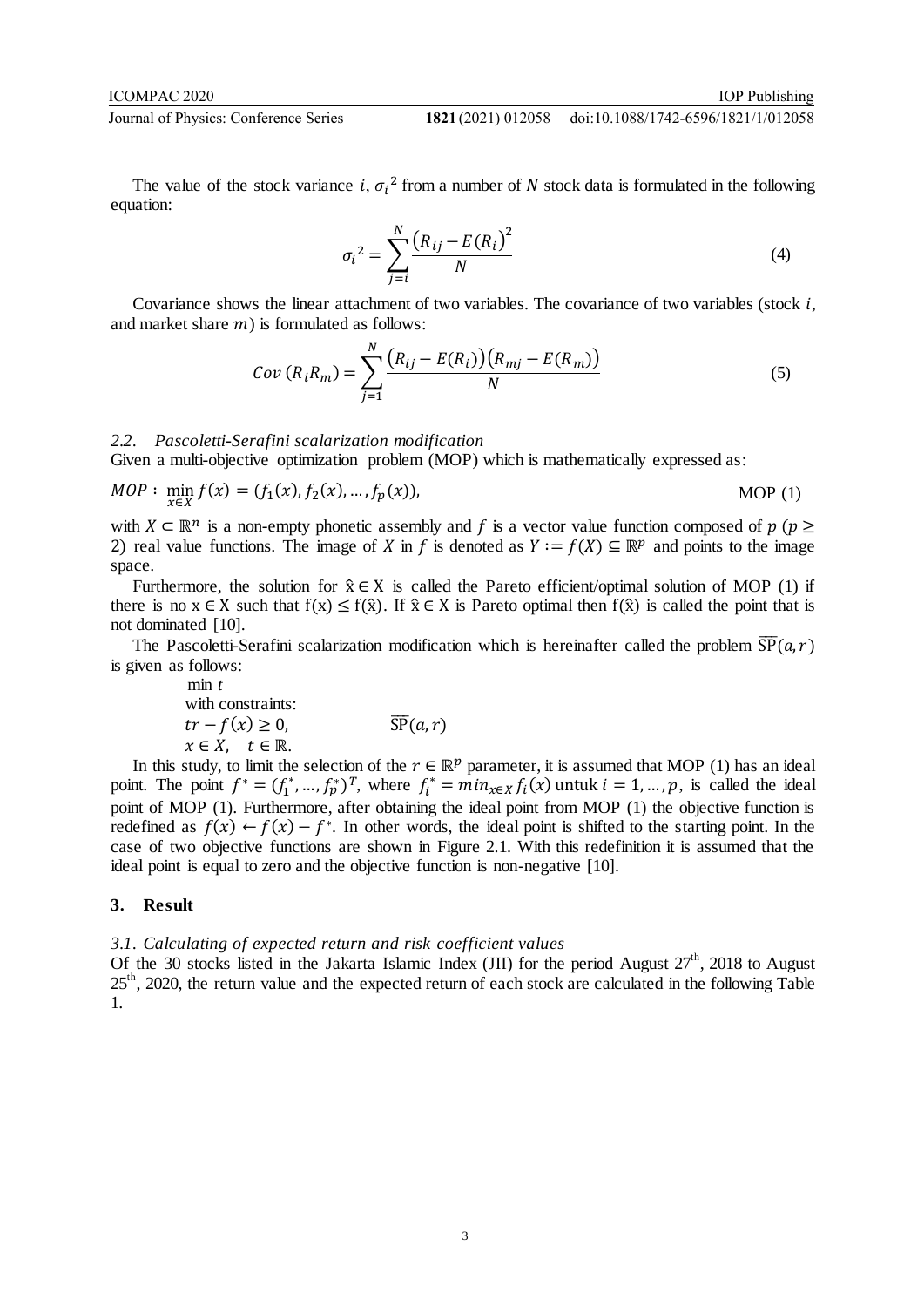The value of the stock variance $i$, ${\sigma_i}^2$ from a number of $N$ stock data is formulated in the following equation:

$$ {\sigma_i}^2 = \sum_{j=i}^{N} \frac{\left(R_{ij} - E(R_i)\right)^2}{N} \tag{4} $$

Covariance shows the linear attachment of two variables. The covariance of two variables (stock $i$, and market share $m$) is formulated as follows:

$$ Cov\,(R_i R_m) = \sum_{j=1}^{N} \frac{\left(R_{ij} - E(R_i)\right)\left(R_{mj} - E(R_m)\right)}{N} \tag{5} $$

### 2.2. Pascoletti-Serafini scalarization modification

Given a multi-objective optimization problem (MOP) which is mathematically expressed as:

$$ MOP: \min_{x \in X} f(x) = (f_1(x), f_2(x), \dots, f_p(x)), \qquad \text{MOP (1)} $$

with $X \subset \mathbb{R}^n$ is a non-empty phonetic assembly and $f$ is a vector value function composed of $p$ ($p \geq 2$) real value functions. The image of $X$ in $f$ is denoted as $Y := f(X) \subseteq \mathbb{R}^p$ and points to the image space.

Furthermore, the solution for $\hat{x} \in X$ is called the Pareto efficient/optimal solution of MOP (1) if there is no $x \in X$ such that $f(x) \leq f(\hat{x})$. If $\hat{x} \in X$ is Pareto optimal then $f(\hat{x})$ is called the point that is not dominated [10].

The Pascoletti-Serafini scalarization modification which is hereinafter called the problem $\overline{\text{SP}}(a, r)$ is given as follows:

$$
\begin{aligned}
&\min t \\
&\text{with constraints:} \\
&tr - f(x) \geq 0, \qquad\qquad \overline{\text{SP}}(a, r) \\
&x \in X, \quad t \in \mathbb{R}.
\end{aligned}
$$

In this study, to limit the selection of the $r \in \mathbb{R}^p$ parameter, it is assumed that MOP (1) has an ideal point. The point $f^* = (f_1^*, \dots, f_p^*)^T$, where $f_i^* = min_{x \in X} f_i(x)$ untuk $i = 1, \dots, p$, is called the ideal point of MOP (1). Furthermore, after obtaining the ideal point from MOP (1) the objective function is redefined as $f(x) \leftarrow f(x) - f^*$. In other words, the ideal point is shifted to the starting point. In the case of two objective functions are shown in Figure 2.1. With this redefinition it is assumed that the ideal point is equal to zero and the objective function is non-negative [10].

## 3. Result

### 3.1. Calculating of expected return and risk coefficient values

Of the 30 stocks listed in the Jakarta Islamic Index (JII) for the period August 27th, 2018 to August 25th, 2020, the return value and the expected return of each stock are calculated in the following Table 1.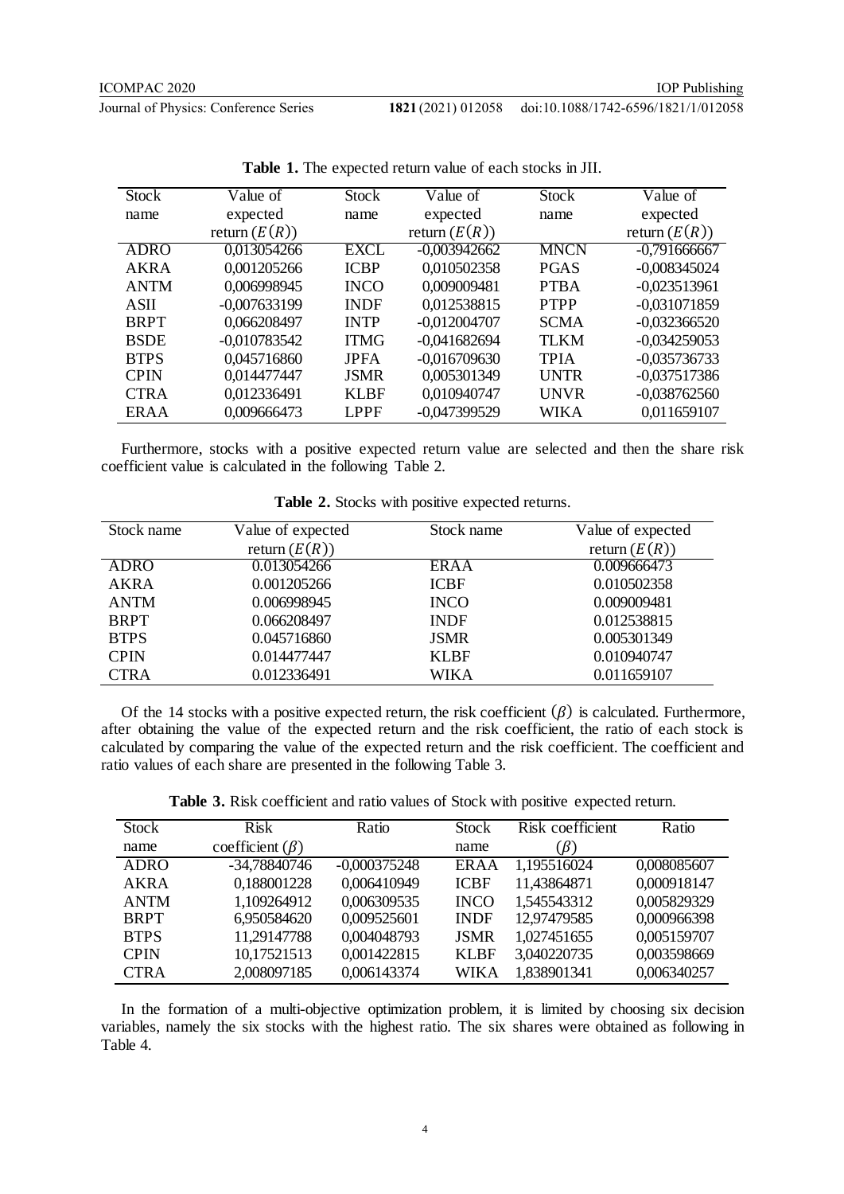**Table 1.** The expected return value of each stocks in JII.

| Stock name | Value of expected return ($E(R)$) | Stock name | Value of expected return ($E(R)$) | Stock name | Value of expected return ($E(R)$) |
|---|---|---|---|---|---|
| ADRO | 0,013054266 | EXCL | -0,003942662 | MNCN | -0,791666667 |
| AKRA | 0,001205266 | ICBP | 0,010502358 | PGAS | -0,008345024 |
| ANTM | 0,006998945 | INCO | 0,009009481 | PTBA | -0,023513961 |
| ASII | -0,007633199 | INDF | 0,012538815 | PTPP | -0,031071859 |
| BRPT | 0,066208497 | INTP | -0,012004707 | SCMA | -0,032366520 |
| BSDE | -0,010783542 | ITMG | -0,041682694 | TLKM | -0,034259053 |
| BTPS | 0,045716860 | JPFA | -0,016709630 | TPIA | -0,035736733 |
| CPIN | 0,014477447 | JSMR | 0,005301349 | UNTR | -0,037517386 |
| CTRA | 0,012336491 | KLBF | 0,010940747 | UNVR | -0,038762560 |
| ERAA | 0,009666473 | LPPF | -0,047399529 | WIKA | 0,011659107 |

Furthermore, stocks with a positive expected return value are selected and then the share risk coefficient value is calculated in the following Table 2.

**Table 2.** Stocks with positive expected returns.

| Stock name | Value of expected return ($E(R)$) | Stock name | Value of expected return ($E(R)$) |
|---|---|---|---|
| ADRO | 0.013054266 | ERAA | 0.009666473 |
| AKRA | 0.001205266 | ICBF | 0.010502358 |
| ANTM | 0.006998945 | INCO | 0.009009481 |
| BRPT | 0.066208497 | INDF | 0.012538815 |
| BTPS | 0.045716860 | JSMR | 0.005301349 |
| CPIN | 0.014477447 | KLBF | 0.010940747 |
| CTRA | 0.012336491 | WIKA | 0.011659107 |

Of the 14 stocks with a positive expected return, the risk coefficient $(\beta)$ is calculated. Furthermore, after obtaining the value of the expected return and the risk coefficient, the ratio of each stock is calculated by comparing the value of the expected return and the risk coefficient. The coefficient and ratio values of each share are presented in the following Table 3.

**Table 3.** Risk coefficient and ratio values of Stock with positive expected return.

| Stock name | Risk coefficient ($\beta$) | Ratio | Stock name | Risk coefficient ($\beta$) | Ratio |
|---|---|---|---|---|---|
| ADRO | -34,78840746 | -0,000375248 | ERAA | 1,195516024 | 0,008085607 |
| AKRA | 0,188001228 | 0,006410949 | ICBF | 11,43864871 | 0,000918147 |
| ANTM | 1,109264912 | 0,006309535 | INCO | 1,545543312 | 0,005829329 |
| BRPT | 6,950584620 | 0,009525601 | INDF | 12,97479585 | 0,000966398 |
| BTPS | 11,29147788 | 0,004048793 | JSMR | 1,027451655 | 0,005159707 |
| CPIN | 10,17521513 | 0,001422815 | KLBF | 3,040220735 | 0,003598669 |
| CTRA | 2,008097185 | 0,006143374 | WIKA | 1,838901341 | 0,006340257 |

In the formation of a multi-objective optimization problem, it is limited by choosing six decision variables, namely the six stocks with the highest ratio. The six shares were obtained as following in Table 4.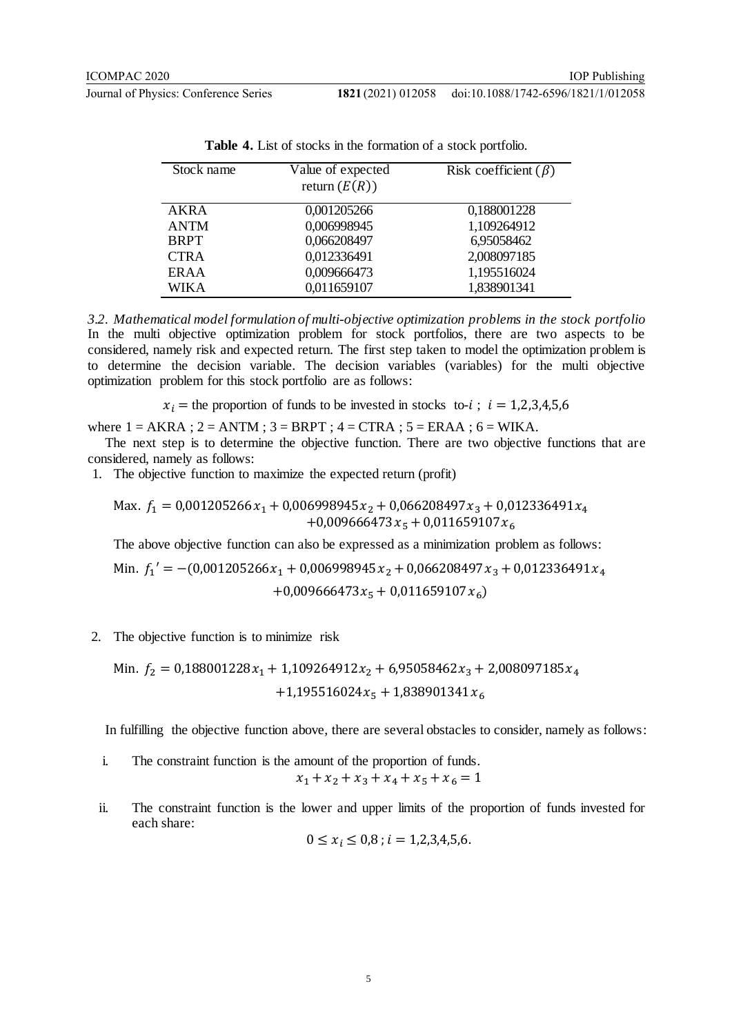**Table 4.** List of stocks in the formation of a stock portfolio.

| Stock name | Value of expected return ($E(R)$) | Risk coefficient ($\beta$) |
|---|---|---|
| AKRA | 0,001205266 | 0,188001228 |
| ANTM | 0,006998945 | 1,109264912 |
| BRPT | 0,066208497 | 6,95058462 |
| CTRA | 0,012336491 | 2,008097185 |
| ERAA | 0,009666473 | 1,195516024 |
| WIKA | 0,011659107 | 1,838901341 |

### *3.2. Mathematical model formulation of multi-objective optimization problems in the stock portfolio*

In the multi objective optimization problem for stock portfolios, there are two aspects to be considered, namely risk and expected return. The first step taken to model the optimization problem is to determine the decision variable. The decision variables (variables) for the multi objective optimization problem for this stock portfolio are as follows:

$$x_i = \text{the proportion of funds to be invested in stocks to-}i\text{ ; } i = 1,2,3,4,5,6$$

where 1 = AKRA ; 2 = ANTM ; 3 = BRPT ; 4 = CTRA ; 5 = ERAA ; 6 = WIKA.

The next step is to determine the objective function. There are two objective functions that are considered, namely as follows:

1. The objective function to maximize the expected return (profit)

$$\text{Max. } f_1 = 0{,}001205266x_1 + 0{,}006998945x_2 + 0{,}066208497x_3 + 0{,}012336491x_4 + 0{,}009666473x_5 + 0{,}011659107x_6$$

The above objective function can also be expressed as a minimization problem as follows:

$$\text{Min. } f_1{}' = -(0{,}001205266x_1 + 0{,}006998945x_2 + 0{,}066208497x_3 + 0{,}012336491x_4 + 0{,}009666473x_5 + 0{,}011659107x_6)$$

2. The objective function is to minimize risk

$$\text{Min. } f_2 = 0{,}188001228x_1 + 1{,}109264912x_2 + 6{,}95058462x_3 + 2{,}008097185x_4 + 1{,}195516024x_5 + 1{,}838901341x_6$$

In fulfilling the objective function above, there are several obstacles to consider, namely as follows:

i. The constraint function is the amount of the proportion of funds.

$$x_1 + x_2 + x_3 + x_4 + x_5 + x_6 = 1$$

ii. The constraint function is the lower and upper limits of the proportion of funds invested for each share:

$$0 \leq x_i \leq 0{,}8 \text{ ; } i = 1,2,3,4,5,6.$$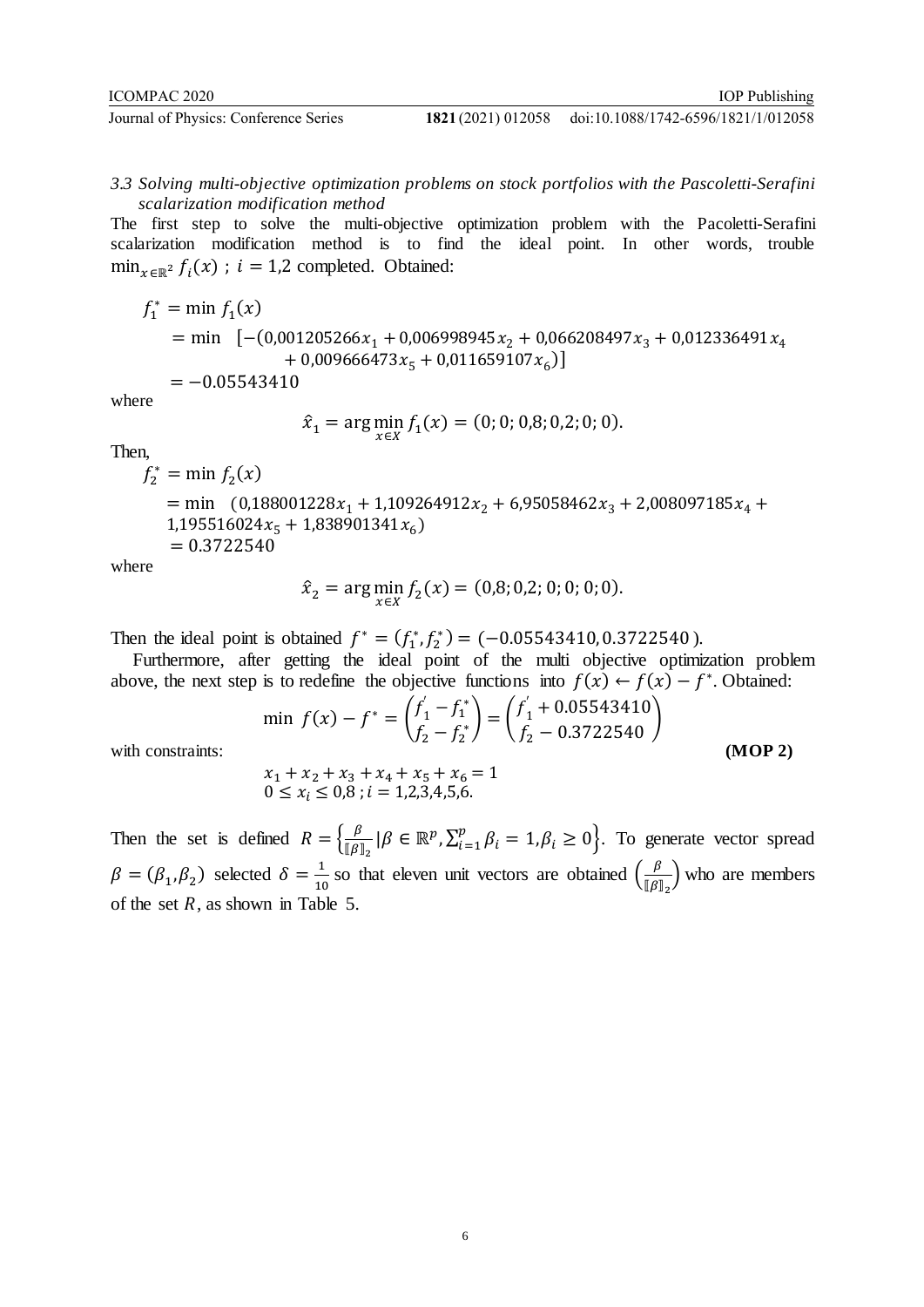### *3.3 Solving multi-objective optimization problems on stock portfolios with the Pascoletti-Serafini scalarization modification method*

The first step to solve the multi-objective optimization problem with the Pacoletti-Serafini scalarization modification method is to find the ideal point. In other words, trouble $\min_{x\in\mathbb{R}^2} f_i(x)$ ; $i = 1{,}2$ completed. Obtained:

$$
\begin{aligned}
f_1^* &= \min f_1(x) \\
&= \min \;\; [-(0{,}001205266x_1 + 0{,}006998945x_2 + 0{,}066208497x_3 + 0{,}012336491x_4 \\
&\qquad\qquad + 0{,}009666473x_5 + 0{,}011659107x_6)] \\
&= -0.05543410
\end{aligned}
$$

where

$$
\hat{x}_1 = \arg\min_{x\in X} f_1(x) = (0; 0; 0{,}8; 0{,}2; 0; 0).
$$

Then,

$$
\begin{aligned}
f_2^* &= \min f_2(x) \\
&= \min \;\; (0{,}188001228x_1 + 1{,}109264912x_2 + 6{,}95058462x_3 + 2{,}008097185x_4 + \\
&\quad 1{,}195516024x_5 + 1{,}838901341x_6) \\
&= 0.3722540
\end{aligned}
$$

where

$$
\hat{x}_2 = \arg\min_{x\in X} f_2(x) = (0{,}8; 0{,}2; 0; 0; 0; 0).
$$

Then the ideal point is obtained $f^* = (f_1^*, f_2^*) = (-0.05543410, 0.3722540)$.

Furthermore, after getting the ideal point of the multi objective optimization problem above, the next step is to redefine the objective functions into $f(x) \leftarrow f(x) - f^*$. Obtained:

$$
\min \; f(x) - f^* = \begin{pmatrix} f_1^{'} - f_1^* \\ f_2 - f_2^* \end{pmatrix} = \begin{pmatrix} f_1^{'} + 0.05543410 \\ f_2 - 0.3722540 \end{pmatrix}
$$

with constraints: **(MOP 2)**

$$
\begin{aligned}
&x_1 + x_2 + x_3 + x_4 + x_5 + x_6 = 1 \\
&0 \le x_i \le 0{,}8 \,;\, i = 1{,}2{,}3{,}4{,}5{,}6.
\end{aligned}
$$

Then the set is defined $R = \left\{\frac{\beta}{\|\beta\|_2} \middle| \beta \in \mathbb{R}^p, \sum_{i=1}^{p} \beta_i = 1, \beta_i \ge 0\right\}$. To generate vector spread $\beta = (\beta_1, \beta_2)$ selected $\delta = \frac{1}{10}$ so that eleven unit vectors are obtained $\left(\frac{\beta}{\|\beta\|_2}\right)$ who are members of the set $R$, as shown in Table 5.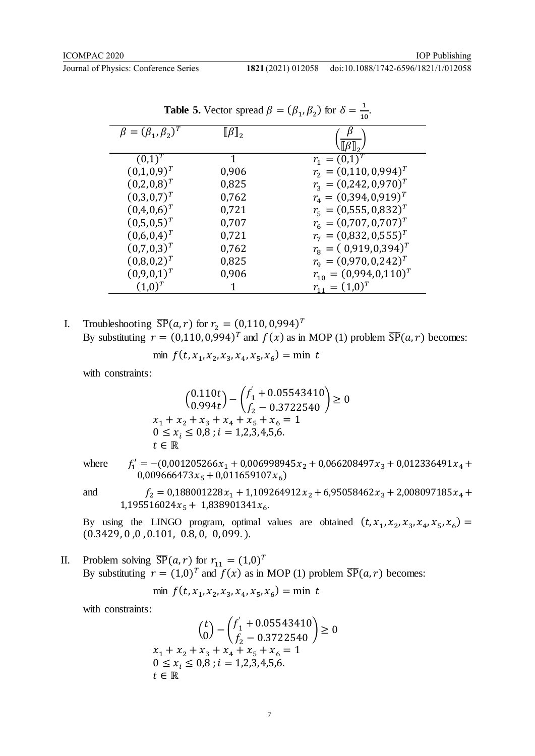**Table 5.** Vector spread $\beta = (\beta_1, \beta_2)$ for $\delta = \frac{1}{10}$.

| $\beta = (\beta_1, \beta_2)^T$ | $[\![\beta]\!]_2$ | $\left(\frac{\beta}{[\![\beta]\!]_2}\right)$ |
|---|---|---|
| $(0{,}1)^T$ | 1 | $r_1 = (0{,}1)^T$ |
| $(0{,}1, 0{,}9)^T$ | 0,906 | $r_2 = (0{,}110, 0{,}994)^T$ |
| $(0{,}2, 0{,}8)^T$ | 0,825 | $r_3 = (0{,}242, 0{,}970)^T$ |
| $(0{,}3, 0{,}7)^T$ | 0,762 | $r_4 = (0{,}394, 0{,}919)^T$ |
| $(0{,}4, 0{,}6)^T$ | 0,721 | $r_5 = (0{,}555, 0{,}832)^T$ |
| $(0{,}5, 0{,}5)^T$ | 0,707 | $r_6 = (0{,}707, 0{,}707)^T$ |
| $(0{,}6, 0{,}4)^T$ | 0,721 | $r_7 = (0{,}832, 0{,}555)^T$ |
| $(0{,}7, 0{,}3)^T$ | 0,762 | $r_8 = (0{,}919, 0{,}394)^T$ |
| $(0{,}8, 0{,}2)^T$ | 0,825 | $r_9 = (0{,}970, 0{,}242)^T$ |
| $(0{,}9, 0{,}1)^T$ | 0,906 | $r_{10} = (0{,}994, 0{,}110)^T$ |
| $(1{,}0)^T$ | 1 | $r_{11} = (1{,}0)^T$ |

I. Troubleshooting $\overline{\text{SP}}(a, r)$ for $r_2 = (0{,}110, 0{,}994)^T$

By substituting $r = (0{,}110, 0{,}994)^T$ and $f(x)$ as in MOP (1) problem $\overline{\text{SP}}(a, r)$ becomes:

$$\min\ f(t, x_1, x_2, x_3, x_4, x_5, x_6) = \min\ t$$

with constraints:

$$\begin{pmatrix} 0.110t \\ 0.994t \end{pmatrix} - \begin{pmatrix} f_1' + 0.05543410 \\ f_2 - 0.3722540 \end{pmatrix} \geq 0$$
$$x_1 + x_2 + x_3 + x_4 + x_5 + x_6 = 1$$
$$0 \leq x_i \leq 0{,}8\ ; i = 1{,}2{,}3{,}4{,}5{,}6.$$
$$t \in \mathbb{R}$$

where $f_1' = -(0{,}001205266x_1 + 0{,}006998945x_2 + 0{,}066208497x_3 + 0{,}012336491x_4 + 0{,}009666473x_5 + 0{,}011659107x_6)$

and $f_2 = 0{,}188001228x_1 + 1{,}109264912x_2 + 6{,}95058462x_3 + 2{,}008097185x_4 + 1{,}195516024x_5 + 1{,}838901341x_6$.

By using the LINGO program, optimal values are obtained $(t, x_1, x_2, x_3, x_4, x_5, x_6) = (0.3429, 0, 0, 0.101, 0.8, 0, 0{,}099.)$.

II. Problem solving $\overline{\text{SP}}(a, r)$ for $r_{11} = (1{,}0)^T$

By substituting $r = (1{,}0)^T$ and $f(x)$ as in MOP (1) problem $\overline{\text{SP}}(a, r)$ becomes:

$$\min\ f(t, x_1, x_2, x_3, x_4, x_5, x_6) = \min\ t$$

with constraints:

$$\begin{pmatrix} t \\ 0 \end{pmatrix} - \begin{pmatrix} f_1' + 0.05543410 \\ f_2 - 0.3722540 \end{pmatrix} \geq 0$$
$$x_1 + x_2 + x_3 + x_4 + x_5 + x_6 = 1$$
$$0 \leq x_i \leq 0{,}8\ ; i = 1{,}2{,}3{,}4{,}5{,}6.$$
$$t \in \mathbb{R}$$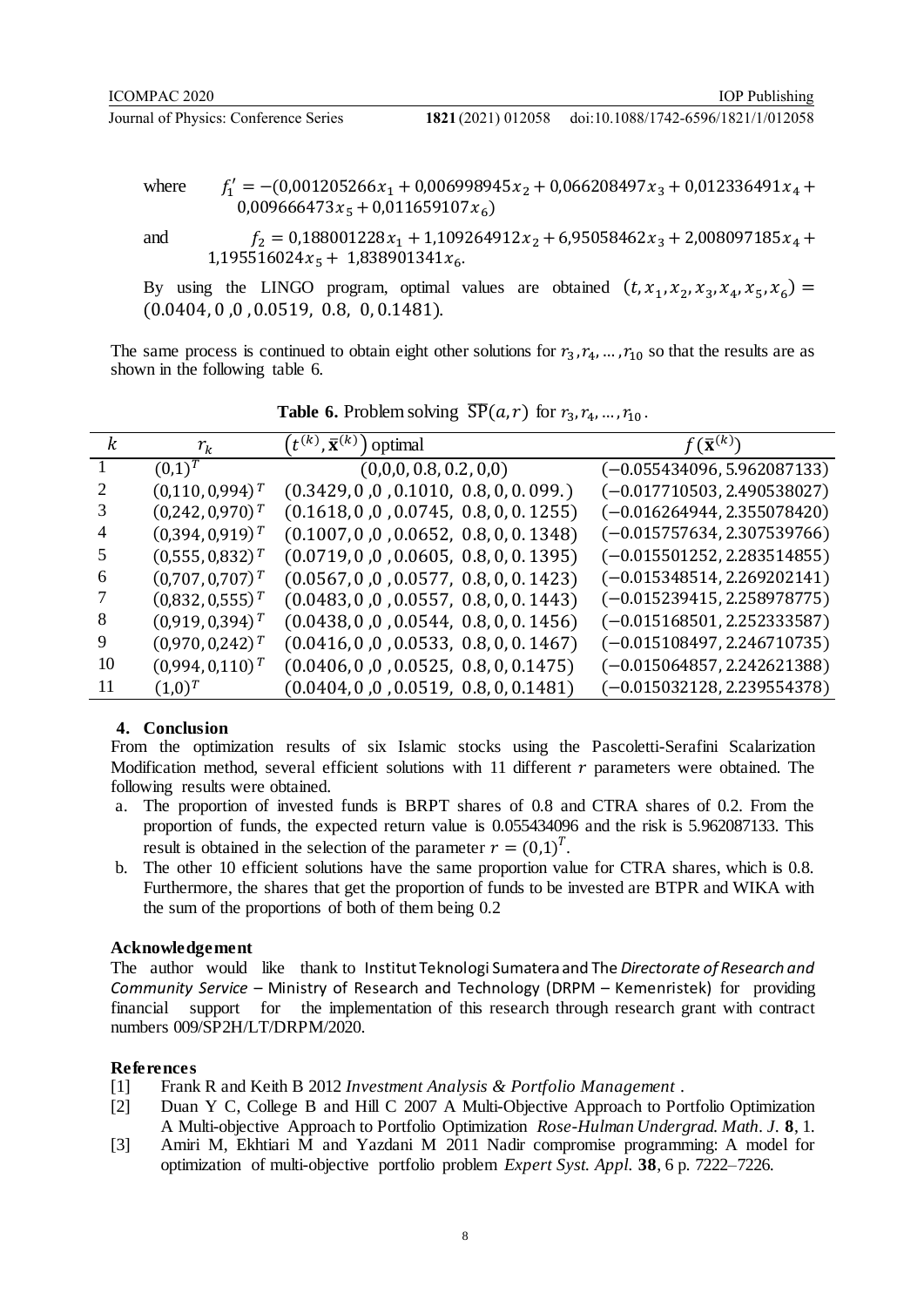where $f_1' = -(0{,}001205266x_1 + 0{,}006998945x_2 + 0{,}066208497x_3 + 0{,}012336491x_4 + 0{,}009666473x_5 + 0{,}011659107x_6)$

and $f_2 = 0{,}188001228x_1 + 1{,}109264912x_2 + 6{,}95058462x_3 + 2{,}008097185x_4 + 1{,}195516024x_5 + 1{,}838901341x_6$.

By using the LINGO program, optimal values are obtained $(t, x_1, x_2, x_3, x_4, x_5, x_6) = (0.0404, 0, 0, 0.0519, 0.8, 0, 0.1481)$.

The same process is continued to obtain eight other solutions for $r_3, r_4, \dots, r_{10}$ so that the results are as shown in the following table 6.

**Table 6.** Problem solving $\overline{\text{SP}}(a, r)$ for $r_3, r_4, \dots, r_{10}$.

| $k$ | $r_k$ | $\left(t^{(k)}, \bar{\mathbf{x}}^{(k)}\right)$ optimal | $f(\bar{\mathbf{x}}^{(k)})$ |
|---|---|---|---|
| 1 | $(0{,}1)^T$ | $(0{,}0{,}0, 0.8, 0.2, 0{,}0)$ | $(-0.055434096, 5.962087133)$ |
| 2 | $(0{,}110, 0{,}994)^T$ | $(0.3429, 0, 0, 0.1010, 0.8, 0, 0.099.)$ | $(-0.017710503, 2.490538027)$ |
| 3 | $(0{,}242, 0{,}970)^T$ | $(0.1618, 0, 0, 0.0745, 0.8, 0, 0.1255)$ | $(-0.016264944, 2.355078420)$ |
| 4 | $(0{,}394, 0{,}919)^T$ | $(0.1007, 0, 0, 0.0652, 0.8, 0, 0.1348)$ | $(-0.015757634, 2.307539766)$ |
| 5 | $(0{,}555, 0{,}832)^T$ | $(0.0719, 0, 0, 0.0605, 0.8, 0, 0.1395)$ | $(-0.015501252, 2.283514855)$ |
| 6 | $(0{,}707, 0{,}707)^T$ | $(0.0567, 0, 0, 0.0577, 0.8, 0, 0.1423)$ | $(-0.015348514, 2.269202141)$ |
| 7 | $(0{,}832, 0{,}555)^T$ | $(0.0483, 0, 0, 0.0557, 0.8, 0, 0.1443)$ | $(-0.015239415, 2.258978775)$ |
| 8 | $(0{,}919, 0{,}394)^T$ | $(0.0438, 0, 0, 0.0544, 0.8, 0, 0.1456)$ | $(-0.015168501, 2.252333587)$ |
| 9 | $(0{,}970, 0{,}242)^T$ | $(0.0416, 0, 0, 0.0533, 0.8, 0, 0.1467)$ | $(-0.015108497, 2.246710735)$ |
| 10 | $(0{,}994, 0{,}110)^T$ | $(0.0406, 0, 0, 0.0525, 0.8, 0, 0.1475)$ | $(-0.015064857, 2.242621388)$ |
| 11 | $(1{,}0)^T$ | $(0.0404, 0, 0, 0.0519, 0.8, 0, 0.1481)$ | $(-0.015032128, 2.239554378)$ |

## 4. Conclusion

From the optimization results of six Islamic stocks using the Pascoletti-Serafini Scalarization Modification method, several efficient solutions with 11 different $r$ parameters were obtained. The following results were obtained.

a. The proportion of invested funds is BRPT shares of 0.8 and CTRA shares of 0.2. From the proportion of funds, the expected return value is 0.055434096 and the risk is 5.962087133. This result is obtained in the selection of the parameter $r = (0{,}1)^T$.

b. The other 10 efficient solutions have the same proportion value for CTRA shares, which is 0.8. Furthermore, the shares that get the proportion of funds to be invested are BTPR and WIKA with the sum of the proportions of both of them being 0.2

## Acknowledgement

The author would like thank to Institut Teknologi Sumatera and The *Directorate of Research and Community Service* – Ministry of Research and Technology (DRPM – Kemenristek) for providing financial support for the implementation of this research through research grant with contract numbers 009/SP2H/LT/DRPM/2020.

## References

[1] Frank R and Keith B 2012 *Investment Analysis & Portfolio Management* .

[2] Duan Y C, College B and Hill C 2007 A Multi-Objective Approach to Portfolio Optimization A Multi-objective Approach to Portfolio Optimization *Rose-Hulman Undergrad. Math. J.* **8**, 1.

[3] Amiri M, Ekhtiari M and Yazdani M 2011 Nadir compromise programming: A model for optimization of multi-objective portfolio problem *Expert Syst. Appl.* **38**, 6 p. 7222–7226.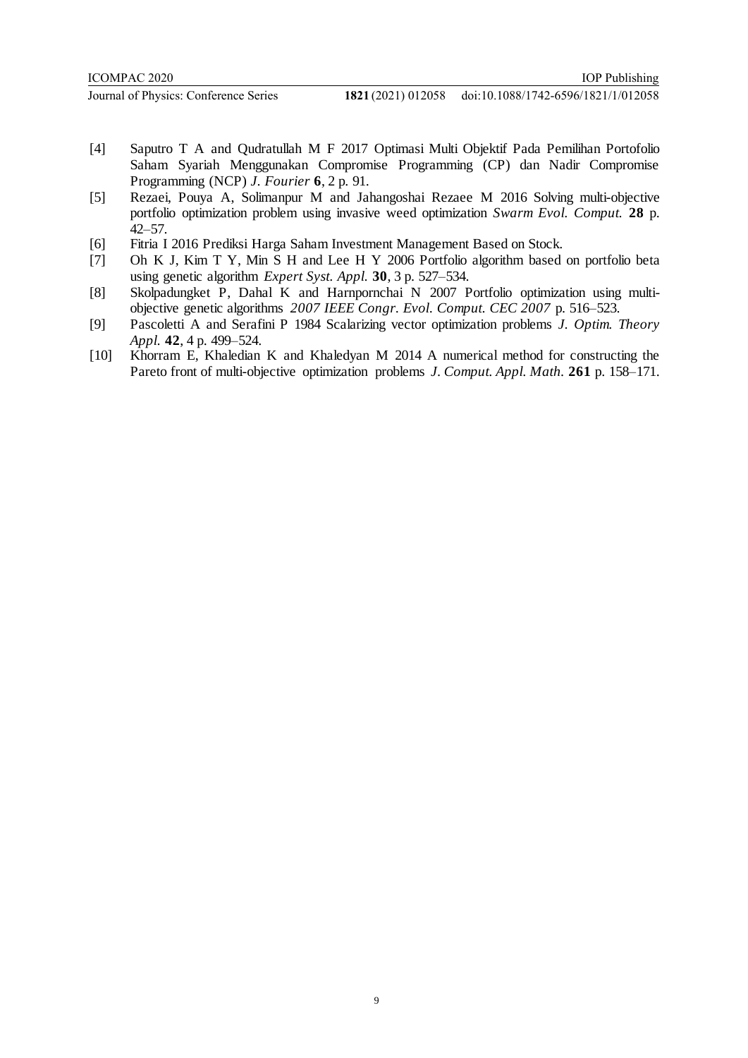[4] Saputro T A and Qudratullah M F 2017 Optimasi Multi Objektif Pada Pemilihan Portofolio Saham Syariah Menggunakan Compromise Programming (CP) dan Nadir Compromise Programming (NCP) *J. Fourier* **6**, 2 p. 91.

[5] Rezaei, Pouya A, Solimanpur M and Jahangoshai Rezaee M 2016 Solving multi-objective portfolio optimization problem using invasive weed optimization *Swarm Evol. Comput.* **28** p. 42–57.

[6] Fitria I 2016 Prediksi Harga Saham Investment Management Based on Stock.

[7] Oh K J, Kim T Y, Min S H and Lee H Y 2006 Portfolio algorithm based on portfolio beta using genetic algorithm *Expert Syst. Appl.* **30**, 3 p. 527–534.

[8] Skolpadungket P, Dahal K and Harnpornchai N 2007 Portfolio optimization using multi-objective genetic algorithms *2007 IEEE Congr. Evol. Comput. CEC 2007* p. 516–523.

[9] Pascoletti A and Serafini P 1984 Scalarizing vector optimization problems *J. Optim. Theory Appl.* **42**, 4 p. 499–524.

[10] Khorram E, Khaledian K and Khaledyan M 2014 A numerical method for constructing the Pareto front of multi-objective optimization problems *J. Comput. Appl. Math.* **261** p. 158–171.